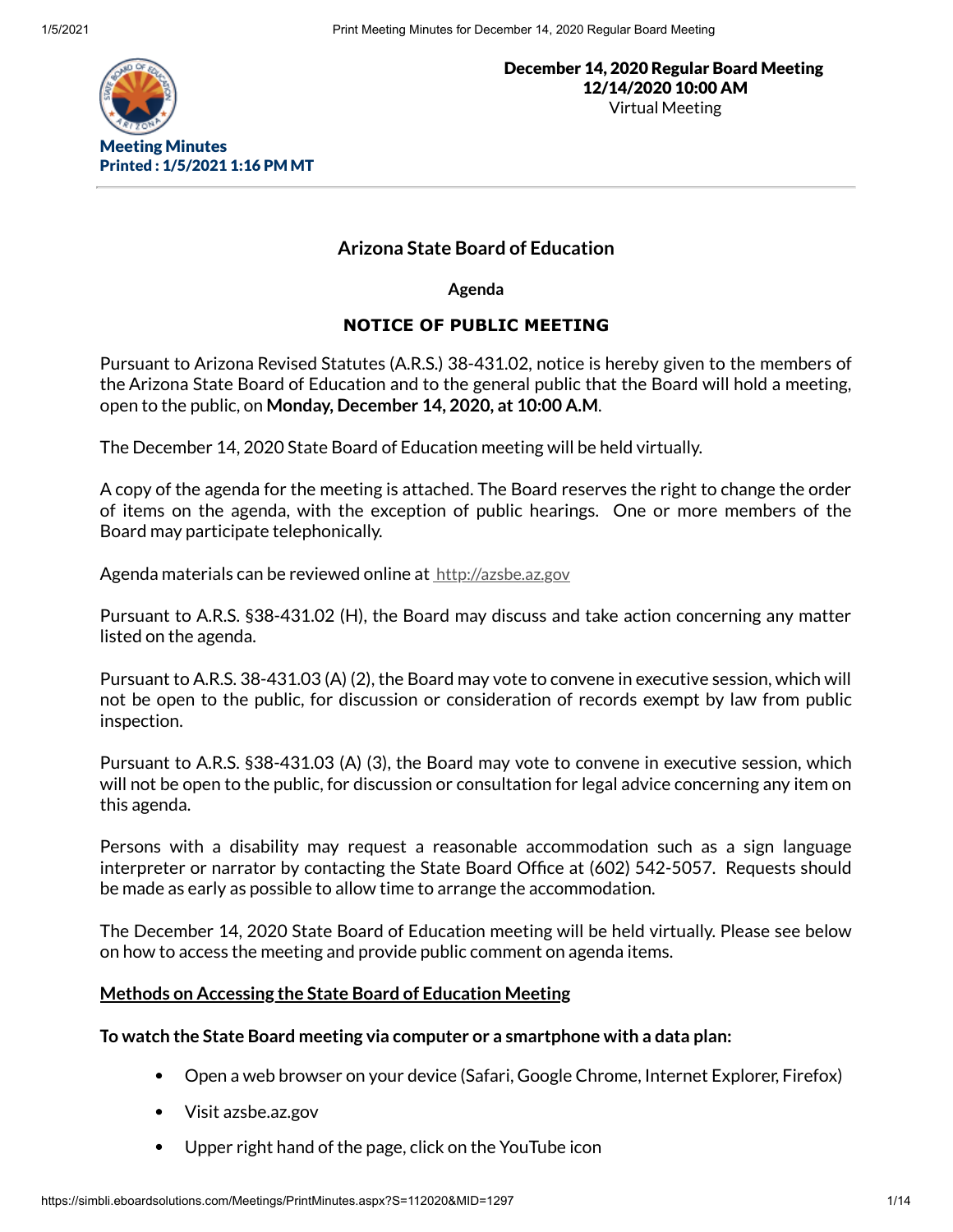**December 14, 2020 Regular Board Meeting**
**12/14/2020 10:00 AM**
Virtual Meeting

**Meeting Minutes**
**Printed : 1/5/2021 1:16 PM MT**

---

## Arizona State Board of Education

**Agenda**

### NOTICE OF PUBLIC MEETING

Pursuant to Arizona Revised Statutes (A.R.S.) 38-431.02, notice is hereby given to the members of the Arizona State Board of Education and to the general public that the Board will hold a meeting, open to the public, on **Monday, December 14, 2020, at 10:00 A.M**.

The December 14, 2020 State Board of Education meeting will be held virtually.

A copy of the agenda for the meeting is attached. The Board reserves the right to change the order of items on the agenda, with the exception of public hearings. One or more members of the Board may participate telephonically.

Agenda materials can be reviewed online at http://azsbe.az.gov

Pursuant to A.R.S. §38-431.02 (H), the Board may discuss and take action concerning any matter listed on the agenda.

Pursuant to A.R.S. 38-431.03 (A) (2), the Board may vote to convene in executive session, which will not be open to the public, for discussion or consideration of records exempt by law from public inspection.

Pursuant to A.R.S. §38-431.03 (A) (3), the Board may vote to convene in executive session, which will not be open to the public, for discussion or consultation for legal advice concerning any item on this agenda.

Persons with a disability may request a reasonable accommodation such as a sign language interpreter or narrator by contacting the State Board Office at (602) 542-5057. Requests should be made as early as possible to allow time to arrange the accommodation.

The December 14, 2020 State Board of Education meeting will be held virtually. Please see below on how to access the meeting and provide public comment on agenda items.

**Methods on Accessing the State Board of Education Meeting**

**To watch the State Board meeting via computer or a smartphone with a data plan:**

- Open a web browser on your device (Safari, Google Chrome, Internet Explorer, Firefox)
- Visit azsbe.az.gov
- Upper right hand of the page, click on the YouTube icon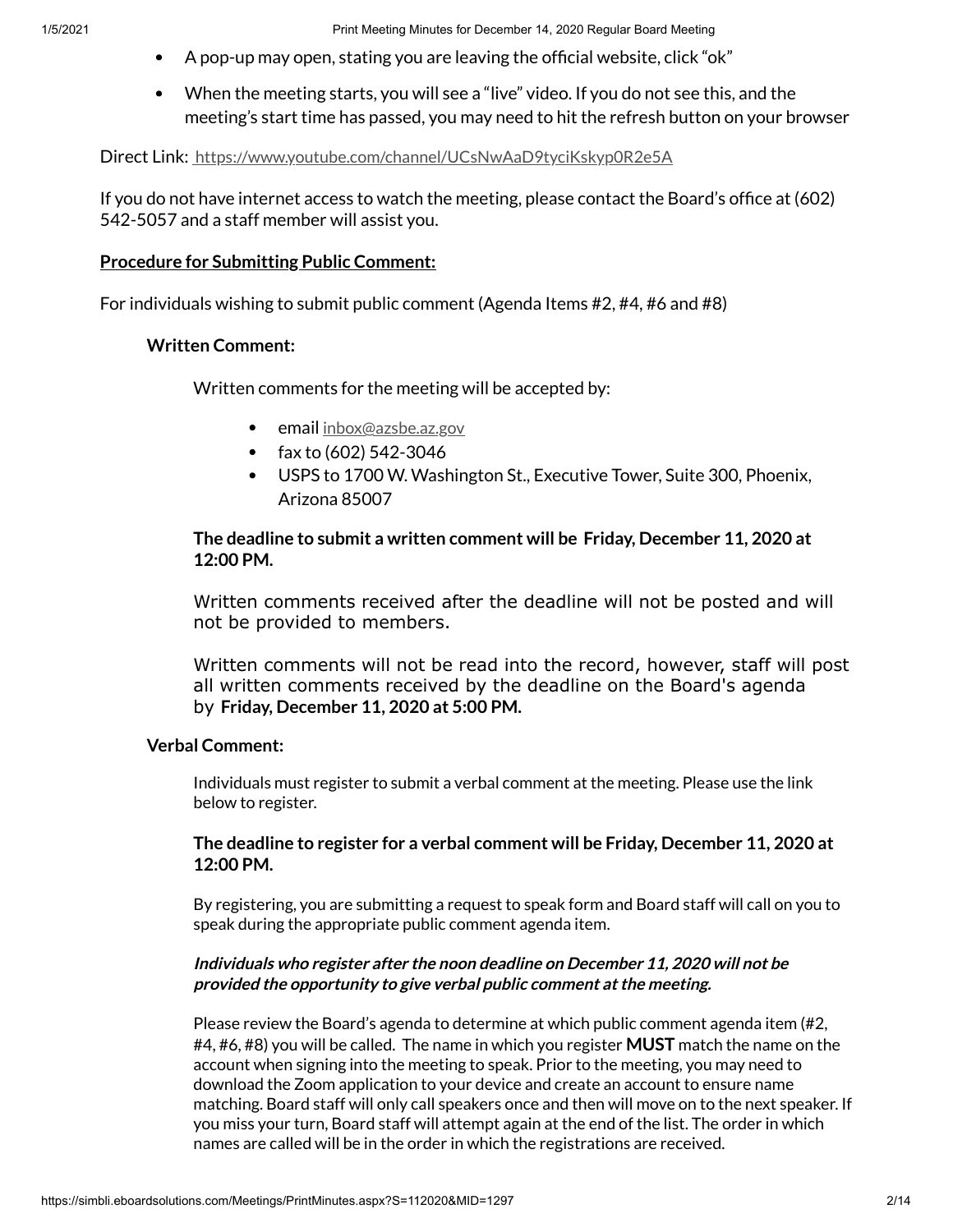- A pop-up may open, stating you are leaving the official website, click "ok"
- When the meeting starts, you will see a "live" video. If you do not see this, and the meeting's start time has passed, you may need to hit the refresh button on your browser

Direct Link: https://www.youtube.com/channel/UCsNwAaD9tyciKskyp0R2e5A

If you do not have internet access to watch the meeting, please contact the Board's office at (602) 542-5057 and a staff member will assist you.

**Procedure for Submitting Public Comment:**

For individuals wishing to submit public comment (Agenda Items #2, #4, #6 and #8)

**Written Comment:**

Written comments for the meeting will be accepted by:

- email inbox@azsbe.az.gov
- fax to (602) 542-3046
- USPS to 1700 W. Washington St., Executive Tower, Suite 300, Phoenix, Arizona 85007

**The deadline to submit a written comment will be Friday, December 11, 2020 at 12:00 PM.**

Written comments received after the deadline will not be posted and will not be provided to members.

Written comments will not be read into the record, however, staff will post all written comments received by the deadline on the Board's agenda by **Friday, December 11, 2020 at 5:00 PM.**

**Verbal Comment:**

Individuals must register to submit a verbal comment at the meeting. Please use the link below to register.

**The deadline to register for a verbal comment will be Friday, December 11, 2020 at 12:00 PM.**

By registering, you are submitting a request to speak form and Board staff will call on you to speak during the appropriate public comment agenda item.

***Individuals who register after the noon deadline on December 11, 2020 will not be provided the opportunity to give verbal public comment at the meeting.***

Please review the Board's agenda to determine at which public comment agenda item (#2, #4, #6, #8) you will be called. The name in which you register **MUST** match the name on the account when signing into the meeting to speak. Prior to the meeting, you may need to download the Zoom application to your device and create an account to ensure name matching. Board staff will only call speakers once and then will move on to the next speaker. If you miss your turn, Board staff will attempt again at the end of the list. The order in which names are called will be in the order in which the registrations are received.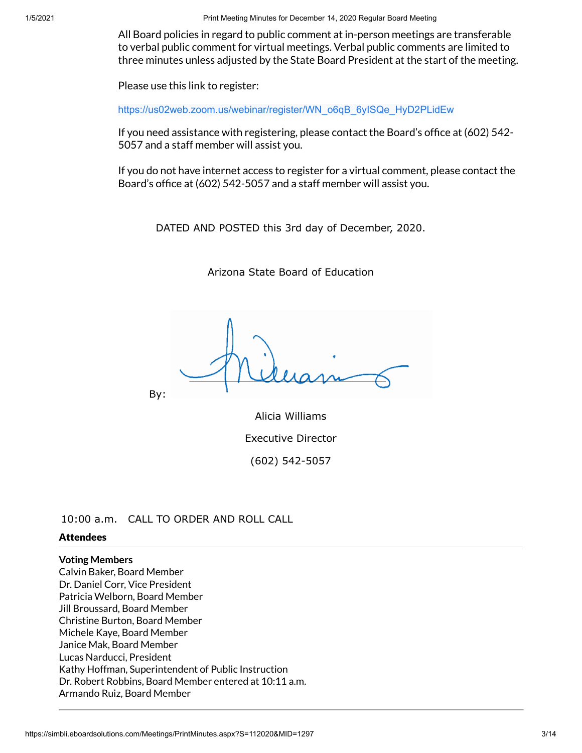All Board policies in regard to public comment at in-person meetings are transferable to verbal public comment for virtual meetings. Verbal public comments are limited to three minutes unless adjusted by the State Board President at the start of the meeting.

Please use this link to register:

https://us02web.zoom.us/webinar/register/WN_o6qB_6yISQe_HyD2PLidEw

If you need assistance with registering, please contact the Board's office at (602) 542-5057 and a staff member will assist you.

If you do not have internet access to register for a virtual comment, please contact the Board's office at (602) 542-5057 and a staff member will assist you.

DATED AND POSTED this 3rd day of December, 2020.

Arizona State Board of Education

By:

Alicia Williams

Executive Director

(602) 542-5057

10:00 a.m. CALL TO ORDER AND ROLL CALL

**Attendees**

**Voting Members**
Calvin Baker, Board Member
Dr. Daniel Corr, Vice President
Patricia Welborn, Board Member
Jill Broussard, Board Member
Christine Burton, Board Member
Michele Kaye, Board Member
Janice Mak, Board Member
Lucas Narducci, President
Kathy Hoffman, Superintendent of Public Instruction
Dr. Robert Robbins, Board Member entered at 10:11 a.m.
Armando Ruiz, Board Member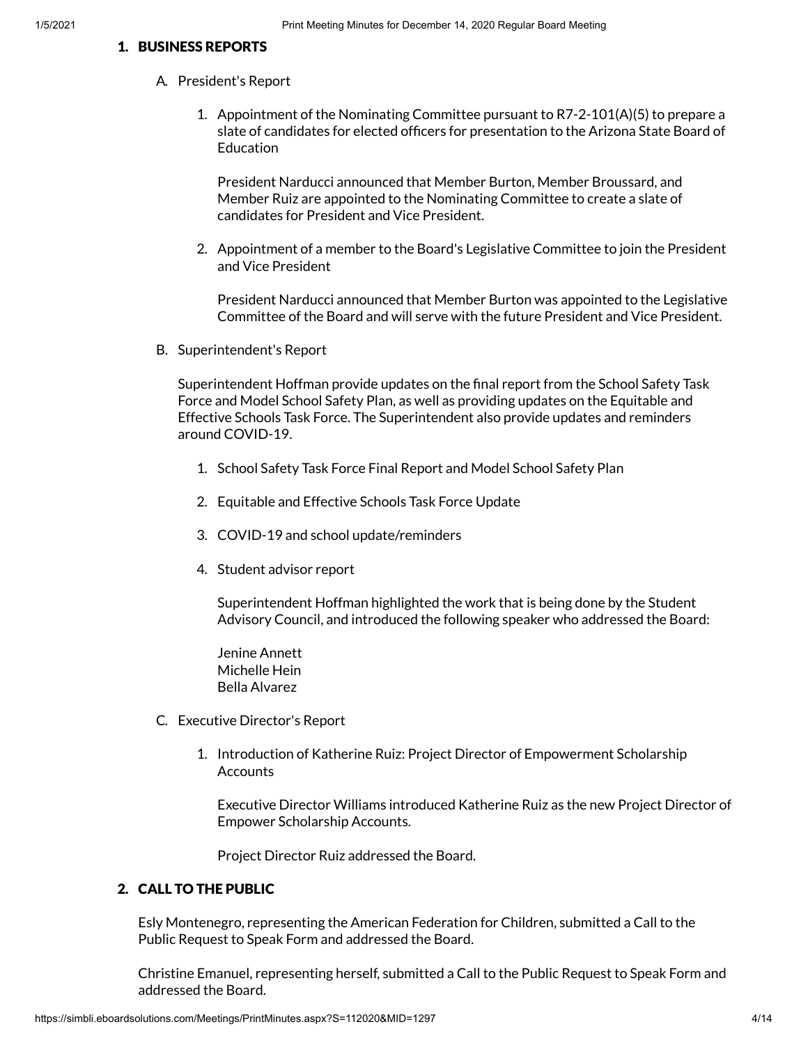## 1. BUSINESS REPORTS

### A. President's Report

1. Appointment of the Nominating Committee pursuant to R7-2-101(A)(5) to prepare a slate of candidates for elected officers for presentation to the Arizona State Board of Education

   President Narducci announced that Member Burton, Member Broussard, and Member Ruiz are appointed to the Nominating Committee to create a slate of candidates for President and Vice President.

2. Appointment of a member to the Board's Legislative Committee to join the President and Vice President

   President Narducci announced that Member Burton was appointed to the Legislative Committee of the Board and will serve with the future President and Vice President.

### B. Superintendent's Report

Superintendent Hoffman provide updates on the final report from the School Safety Task Force and Model School Safety Plan, as well as providing updates on the Equitable and Effective Schools Task Force. The Superintendent also provide updates and reminders around COVID-19.

1. School Safety Task Force Final Report and Model School Safety Plan

2. Equitable and Effective Schools Task Force Update

3. COVID-19 and school update/reminders

4. Student advisor report

   Superintendent Hoffman highlighted the work that is being done by the Student Advisory Council, and introduced the following speaker who addressed the Board:

   Jenine Annett
   Michelle Hein
   Bella Alvarez

### C. Executive Director's Report

1. Introduction of Katherine Ruiz: Project Director of Empowerment Scholarship Accounts

   Executive Director Williams introduced Katherine Ruiz as the new Project Director of Empower Scholarship Accounts.

   Project Director Ruiz addressed the Board.

## 2. CALL TO THE PUBLIC

Esly Montenegro, representing the American Federation for Children, submitted a Call to the Public Request to Speak Form and addressed the Board.

Christine Emanuel, representing herself, submitted a Call to the Public Request to Speak Form and addressed the Board.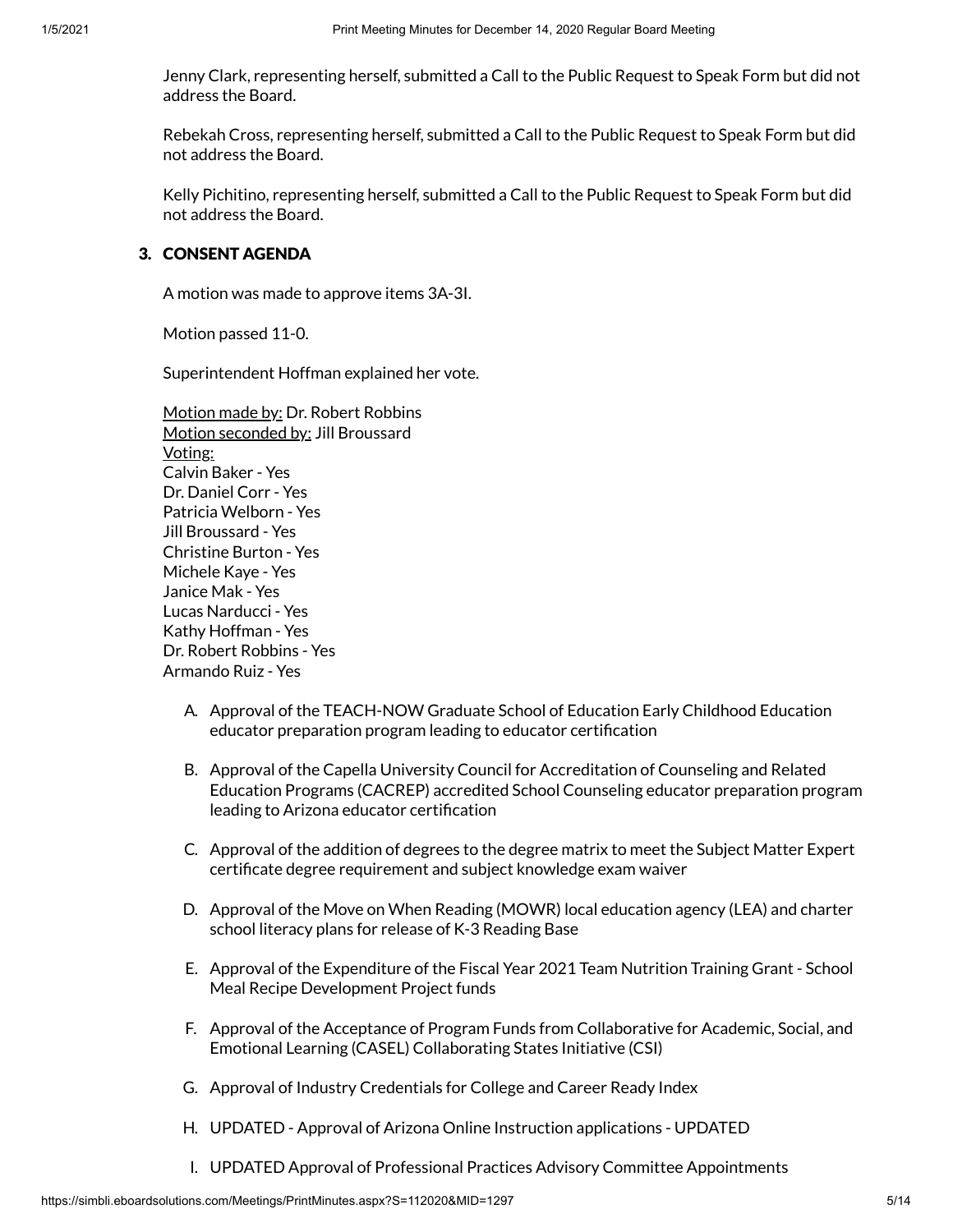Jenny Clark, representing herself, submitted a Call to the Public Request to Speak Form but did not address the Board.

Rebekah Cross, representing herself, submitted a Call to the Public Request to Speak Form but did not address the Board.

Kelly Pichitino, representing herself, submitted a Call to the Public Request to Speak Form but did not address the Board.

### 3. CONSENT AGENDA

A motion was made to approve items 3A-3I.

Motion passed 11-0.

Superintendent Hoffman explained her vote.

Motion made by: Dr. Robert Robbins
Motion seconded by: Jill Broussard
Voting:
Calvin Baker - Yes
Dr. Daniel Corr - Yes
Patricia Welborn - Yes
Jill Broussard - Yes
Christine Burton - Yes
Michele Kaye - Yes
Janice Mak - Yes
Lucas Narducci - Yes
Kathy Hoffman - Yes
Dr. Robert Robbins - Yes
Armando Ruiz - Yes

A. Approval of the TEACH-NOW Graduate School of Education Early Childhood Education educator preparation program leading to educator certification

B. Approval of the Capella University Council for Accreditation of Counseling and Related Education Programs (CACREP) accredited School Counseling educator preparation program leading to Arizona educator certification

C. Approval of the addition of degrees to the degree matrix to meet the Subject Matter Expert certificate degree requirement and subject knowledge exam waiver

D. Approval of the Move on When Reading (MOWR) local education agency (LEA) and charter school literacy plans for release of K-3 Reading Base

E. Approval of the Expenditure of the Fiscal Year 2021 Team Nutrition Training Grant - School Meal Recipe Development Project funds

F. Approval of the Acceptance of Program Funds from Collaborative for Academic, Social, and Emotional Learning (CASEL) Collaborating States Initiative (CSI)

G. Approval of Industry Credentials for College and Career Ready Index

H. UPDATED - Approval of Arizona Online Instruction applications - UPDATED

I. UPDATED Approval of Professional Practices Advisory Committee Appointments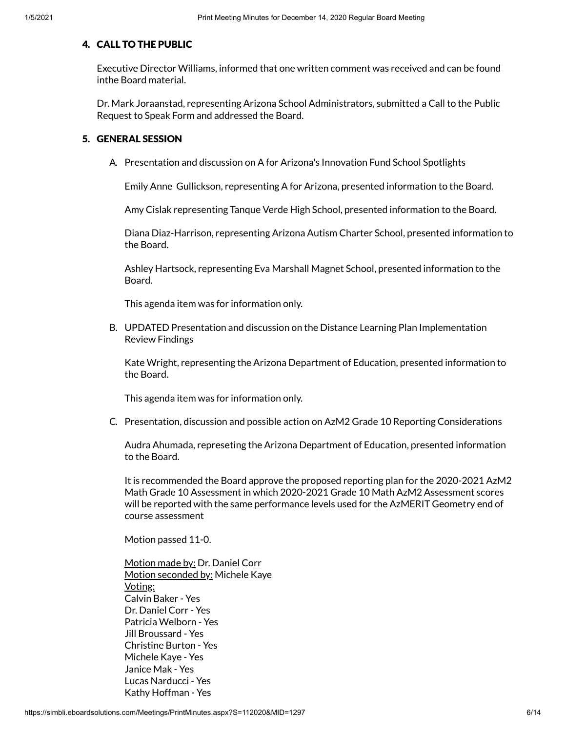## 4. CALL TO THE PUBLIC

Executive Director Williams, informed that one written comment was received and can be found inthe Board material.

Dr. Mark Joraanstad, representing Arizona School Administrators, submitted a Call to the Public Request to Speak Form and addressed the Board.

## 5. GENERAL SESSION

A. Presentation and discussion on A for Arizona's Innovation Fund School Spotlights

Emily Anne Gullickson, representing A for Arizona, presented information to the Board.

Amy Cislak representing Tanque Verde High School, presented information to the Board.

Diana Diaz-Harrison, representing Arizona Autism Charter School, presented information to the Board.

Ashley Hartsock, representing Eva Marshall Magnet School, presented information to the Board.

This agenda item was for information only.

B. UPDATED Presentation and discussion on the Distance Learning Plan Implementation Review Findings

Kate Wright, representing the Arizona Department of Education, presented information to the Board.

This agenda item was for information only.

C. Presentation, discussion and possible action on AzM2 Grade 10 Reporting Considerations

Audra Ahumada, represeting the Arizona Department of Education, presented information to the Board.

It is recommended the Board approve the proposed reporting plan for the 2020-2021 AzM2 Math Grade 10 Assessment in which 2020-2021 Grade 10 Math AzM2 Assessment scores will be reported with the same performance levels used for the AzMERIT Geometry end of course assessment

Motion passed 11-0.

Motion made by: Dr. Daniel Corr
Motion seconded by: Michele Kaye
Voting:
Calvin Baker - Yes
Dr. Daniel Corr - Yes
Patricia Welborn - Yes
Jill Broussard - Yes
Christine Burton - Yes
Michele Kaye - Yes
Janice Mak - Yes
Lucas Narducci - Yes
Kathy Hoffman - Yes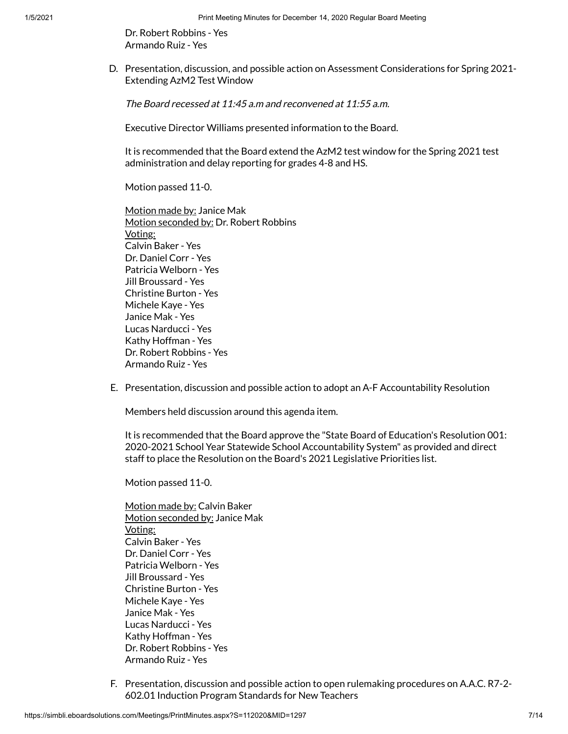Dr. Robert Robbins - Yes
Armando Ruiz - Yes

D. Presentation, discussion, and possible action on Assessment Considerations for Spring 2021- Extending AzM2 Test Window

*The Board recessed at 11:45 a.m and reconvened at 11:55 a.m.*

Executive Director Williams presented information to the Board.

It is recommended that the Board extend the AzM2 test window for the Spring 2021 test administration and delay reporting for grades 4-8 and HS.

Motion passed 11-0.

Motion made by: Janice Mak
Motion seconded by: Dr. Robert Robbins
Voting:
Calvin Baker - Yes
Dr. Daniel Corr - Yes
Patricia Welborn - Yes
Jill Broussard - Yes
Christine Burton - Yes
Michele Kaye - Yes
Janice Mak - Yes
Lucas Narducci - Yes
Kathy Hoffman - Yes
Dr. Robert Robbins - Yes
Armando Ruiz - Yes

E. Presentation, discussion and possible action to adopt an A-F Accountability Resolution

Members held discussion around this agenda item.

It is recommended that the Board approve the "State Board of Education's Resolution 001: 2020-2021 School Year Statewide School Accountability System" as provided and direct staff to place the Resolution on the Board's 2021 Legislative Priorities list.

Motion passed 11-0.

Motion made by: Calvin Baker
Motion seconded by: Janice Mak
Voting:
Calvin Baker - Yes
Dr. Daniel Corr - Yes
Patricia Welborn - Yes
Jill Broussard - Yes
Christine Burton - Yes
Michele Kaye - Yes
Janice Mak - Yes
Lucas Narducci - Yes
Kathy Hoffman - Yes
Dr. Robert Robbins - Yes
Armando Ruiz - Yes

F. Presentation, discussion and possible action to open rulemaking procedures on A.A.C. R7-2-602.01 Induction Program Standards for New Teachers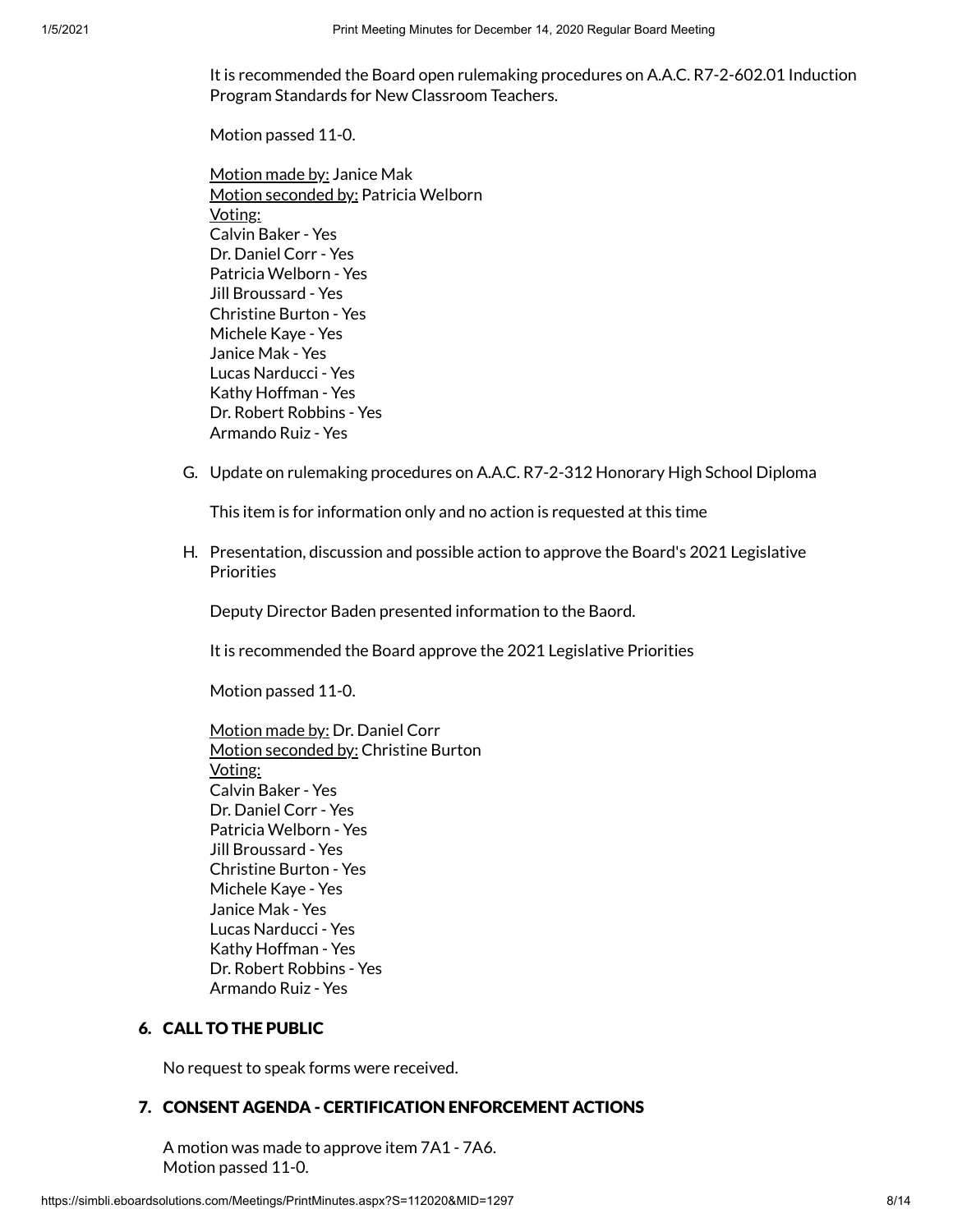It is recommended the Board open rulemaking procedures on A.A.C. R7-2-602.01 Induction Program Standards for New Classroom Teachers.

Motion passed 11-0.

Motion made by: Janice Mak
Motion seconded by: Patricia Welborn
Voting:
Calvin Baker - Yes
Dr. Daniel Corr - Yes
Patricia Welborn - Yes
Jill Broussard - Yes
Christine Burton - Yes
Michele Kaye - Yes
Janice Mak - Yes
Lucas Narducci - Yes
Kathy Hoffman - Yes
Dr. Robert Robbins - Yes
Armando Ruiz - Yes

G. Update on rulemaking procedures on A.A.C. R7-2-312 Honorary High School Diploma

This item is for information only and no action is requested at this time

H. Presentation, discussion and possible action to approve the Board's 2021 Legislative Priorities

Deputy Director Baden presented information to the Baord.

It is recommended the Board approve the 2021 Legislative Priorities

Motion passed 11-0.

Motion made by: Dr. Daniel Corr
Motion seconded by: Christine Burton
Voting:
Calvin Baker - Yes
Dr. Daniel Corr - Yes
Patricia Welborn - Yes
Jill Broussard - Yes
Christine Burton - Yes
Michele Kaye - Yes
Janice Mak - Yes
Lucas Narducci - Yes
Kathy Hoffman - Yes
Dr. Robert Robbins - Yes
Armando Ruiz - Yes

### 6. CALL TO THE PUBLIC

No request to speak forms were received.

### 7. CONSENT AGENDA - CERTIFICATION ENFORCEMENT ACTIONS

A motion was made to approve item 7A1 - 7A6.
Motion passed 11-0.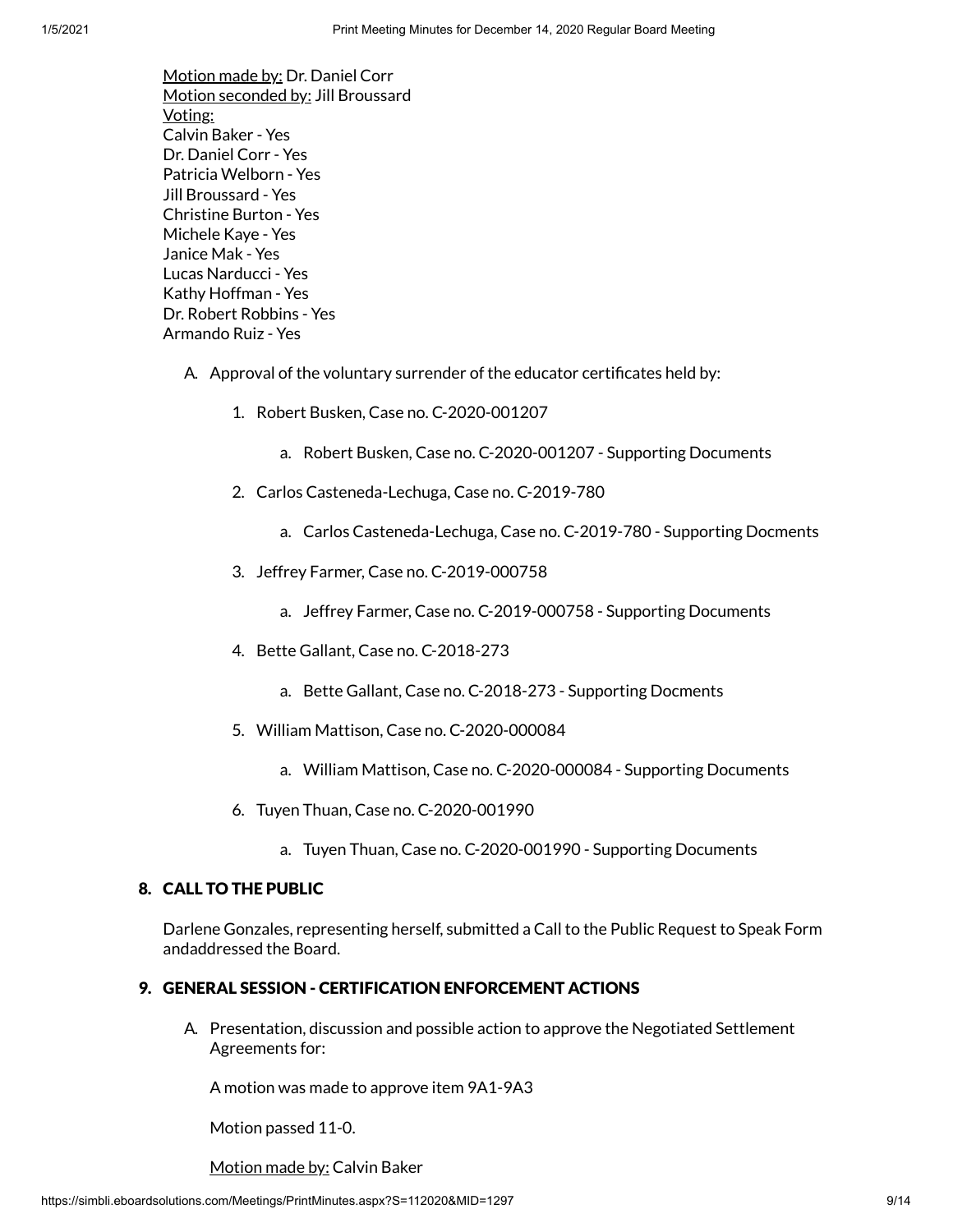Motion made by: Dr. Daniel Corr
Motion seconded by: Jill Broussard
Voting:
Calvin Baker - Yes
Dr. Daniel Corr - Yes
Patricia Welborn - Yes
Jill Broussard - Yes
Christine Burton - Yes
Michele Kaye - Yes
Janice Mak - Yes
Lucas Narducci - Yes
Kathy Hoffman - Yes
Dr. Robert Robbins - Yes
Armando Ruiz - Yes

A. Approval of the voluntary surrender of the educator certificates held by:

1. Robert Busken, Case no. C-2020-001207
    a. Robert Busken, Case no. C-2020-001207 - Supporting Documents
2. Carlos Casteneda-Lechuga, Case no. C-2019-780
    a. Carlos Casteneda-Lechuga, Case no. C-2019-780 - Supporting Docments
3. Jeffrey Farmer, Case no. C-2019-000758
    a. Jeffrey Farmer, Case no. C-2019-000758 - Supporting Documents
4. Bette Gallant, Case no. C-2018-273
    a. Bette Gallant, Case no. C-2018-273 - Supporting Docments
5. William Mattison, Case no. C-2020-000084
    a. William Mattison, Case no. C-2020-000084 - Supporting Documents
6. Tuyen Thuan, Case no. C-2020-001990
    a. Tuyen Thuan, Case no. C-2020-001990 - Supporting Documents

## 8. CALL TO THE PUBLIC

Darlene Gonzales, representing herself, submitted a Call to the Public Request to Speak Form andaddressed the Board.

## 9. GENERAL SESSION - CERTIFICATION ENFORCEMENT ACTIONS

A. Presentation, discussion and possible action to approve the Negotiated Settlement Agreements for:

A motion was made to approve item 9A1-9A3

Motion passed 11-0.

Motion made by: Calvin Baker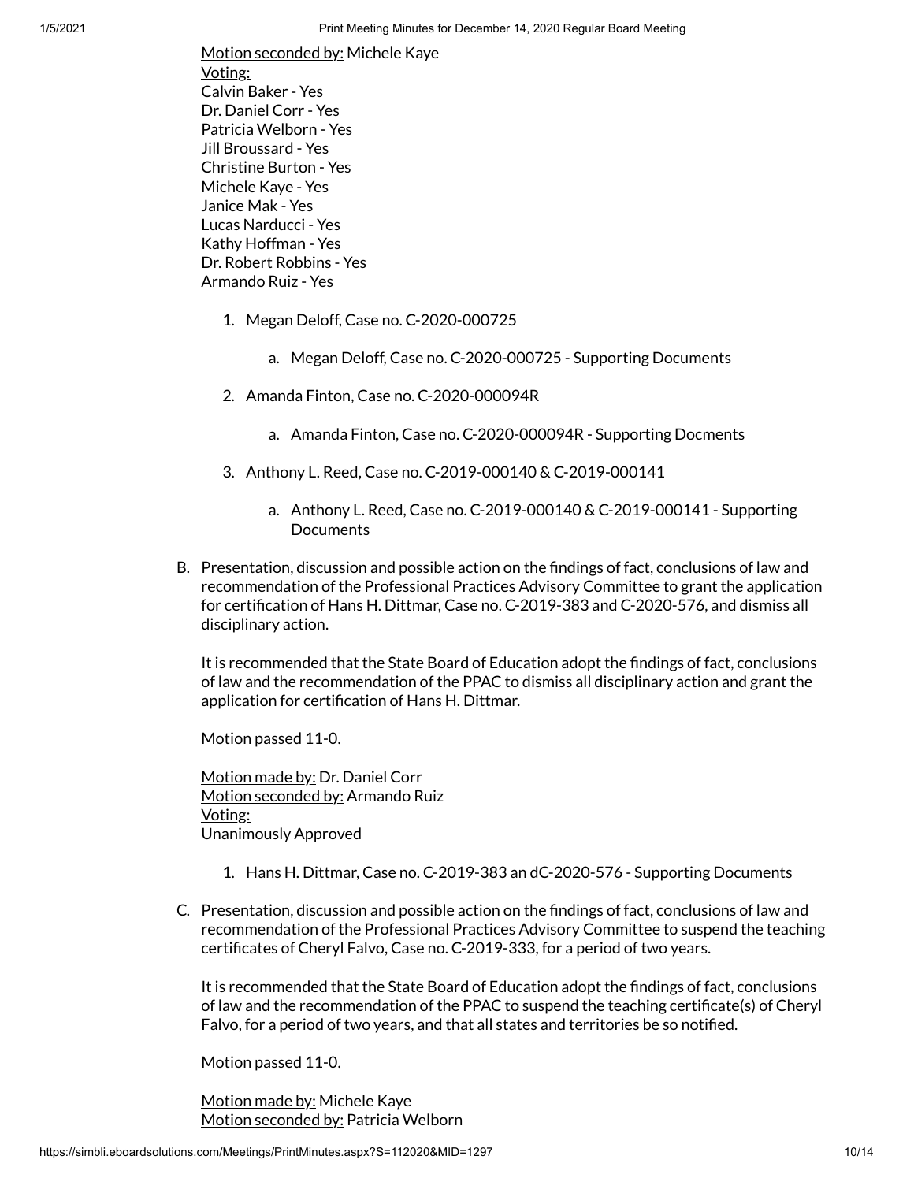Motion seconded by: Michele Kaye
Voting:
Calvin Baker - Yes
Dr. Daniel Corr - Yes
Patricia Welborn - Yes
Jill Broussard - Yes
Christine Burton - Yes
Michele Kaye - Yes
Janice Mak - Yes
Lucas Narducci - Yes
Kathy Hoffman - Yes
Dr. Robert Robbins - Yes
Armando Ruiz - Yes

1. Megan Deloff, Case no. C-2020-000725
    a. Megan Deloff, Case no. C-2020-000725 - Supporting Documents
2. Amanda Finton, Case no. C-2020-000094R
    a. Amanda Finton, Case no. C-2020-000094R - Supporting Docments
3. Anthony L. Reed, Case no. C-2019-000140 & C-2019-000141
    a. Anthony L. Reed, Case no. C-2019-000140 & C-2019-000141 - Supporting Documents

B. Presentation, discussion and possible action on the findings of fact, conclusions of law and recommendation of the Professional Practices Advisory Committee to grant the application for certification of Hans H. Dittmar, Case no. C-2019-383 and C-2020-576, and dismiss all disciplinary action.

It is recommended that the State Board of Education adopt the findings of fact, conclusions of law and the recommendation of the PPAC to dismiss all disciplinary action and grant the application for certification of Hans H. Dittmar.

Motion passed 11-0.

Motion made by: Dr. Daniel Corr
Motion seconded by: Armando Ruiz
Voting:
Unanimously Approved

1. Hans H. Dittmar, Case no. C-2019-383 an dC-2020-576 - Supporting Documents

C. Presentation, discussion and possible action on the findings of fact, conclusions of law and recommendation of the Professional Practices Advisory Committee to suspend the teaching certificates of Cheryl Falvo, Case no. C-2019-333, for a period of two years.

It is recommended that the State Board of Education adopt the findings of fact, conclusions of law and the recommendation of the PPAC to suspend the teaching certificate(s) of Cheryl Falvo, for a period of two years, and that all states and territories be so notified.

Motion passed 11-0.

Motion made by: Michele Kaye
Motion seconded by: Patricia Welborn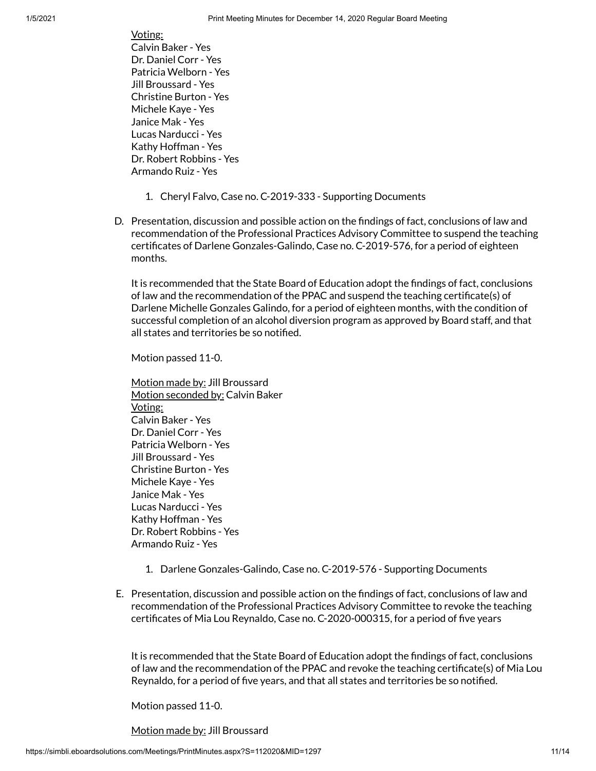Voting:
Calvin Baker - Yes
Dr. Daniel Corr - Yes
Patricia Welborn - Yes
Jill Broussard - Yes
Christine Burton - Yes
Michele Kaye - Yes
Janice Mak - Yes
Lucas Narducci - Yes
Kathy Hoffman - Yes
Dr. Robert Robbins - Yes
Armando Ruiz - Yes

1. Cheryl Falvo, Case no. C-2019-333 - Supporting Documents

D. Presentation, discussion and possible action on the findings of fact, conclusions of law and recommendation of the Professional Practices Advisory Committee to suspend the teaching certificates of Darlene Gonzales-Galindo, Case no. C-2019-576, for a period of eighteen months.

It is recommended that the State Board of Education adopt the findings of fact, conclusions of law and the recommendation of the PPAC and suspend the teaching certificate(s) of Darlene Michelle Gonzales Galindo, for a period of eighteen months, with the condition of successful completion of an alcohol diversion program as approved by Board staff, and that all states and territories be so notified.

Motion passed 11-0.

Motion made by: Jill Broussard
Motion seconded by: Calvin Baker
Voting:
Calvin Baker - Yes
Dr. Daniel Corr - Yes
Patricia Welborn - Yes
Jill Broussard - Yes
Christine Burton - Yes
Michele Kaye - Yes
Janice Mak - Yes
Lucas Narducci - Yes
Kathy Hoffman - Yes
Dr. Robert Robbins - Yes
Armando Ruiz - Yes

1. Darlene Gonzales-Galindo, Case no. C-2019-576 - Supporting Documents

E. Presentation, discussion and possible action on the findings of fact, conclusions of law and recommendation of the Professional Practices Advisory Committee to revoke the teaching certificates of Mia Lou Reynaldo, Case no. C-2020-000315, for a period of five years

It is recommended that the State Board of Education adopt the findings of fact, conclusions of law and the recommendation of the PPAC and revoke the teaching certificate(s) of Mia Lou Reynaldo, for a period of five years, and that all states and territories be so notified.

Motion passed 11-0.

Motion made by: Jill Broussard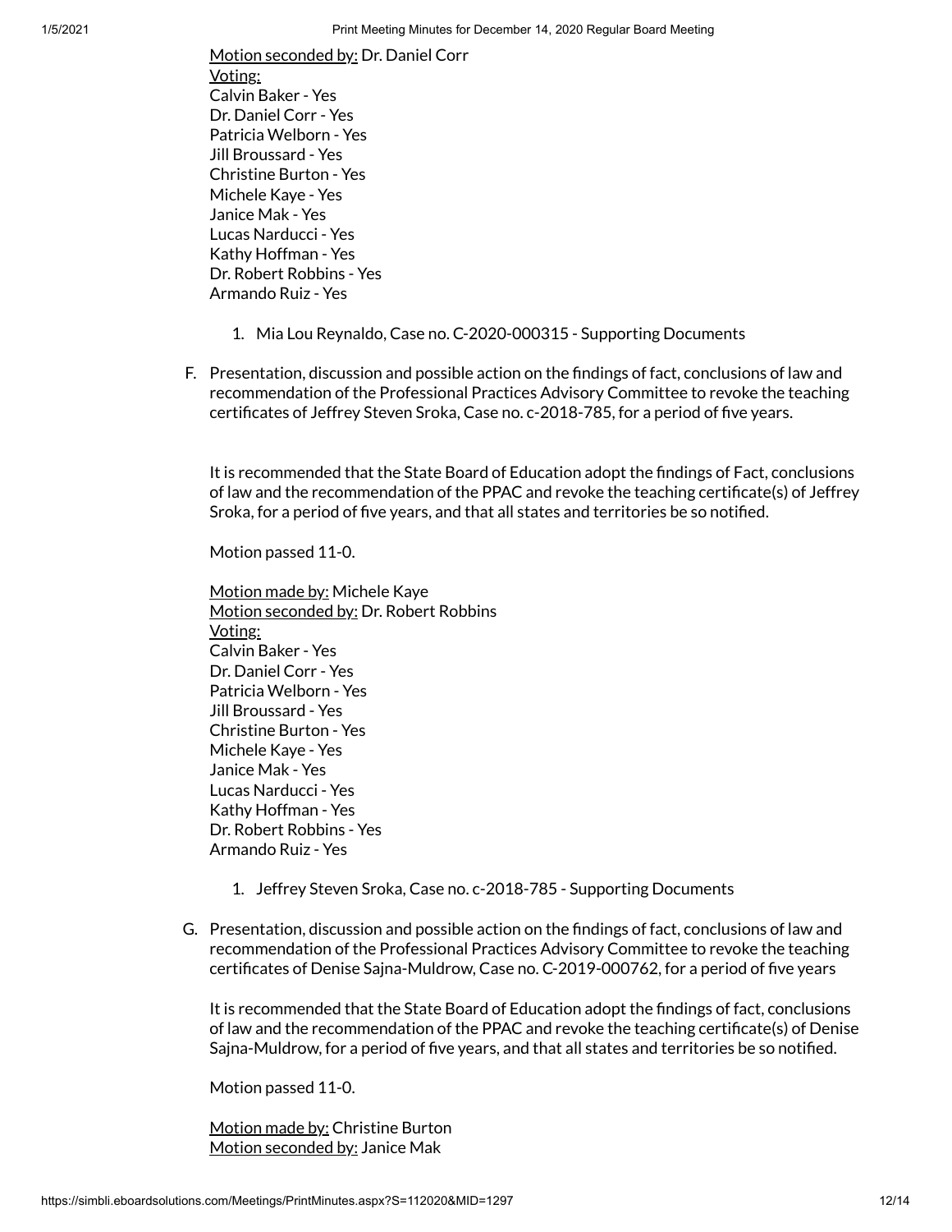Motion seconded by: Dr. Daniel Corr
Voting:
Calvin Baker - Yes
Dr. Daniel Corr - Yes
Patricia Welborn - Yes
Jill Broussard - Yes
Christine Burton - Yes
Michele Kaye - Yes
Janice Mak - Yes
Lucas Narducci - Yes
Kathy Hoffman - Yes
Dr. Robert Robbins - Yes
Armando Ruiz - Yes

1. Mia Lou Reynaldo, Case no. C-2020-000315 - Supporting Documents

F. Presentation, discussion and possible action on the findings of fact, conclusions of law and recommendation of the Professional Practices Advisory Committee to revoke the teaching certificates of Jeffrey Steven Sroka, Case no. c-2018-785, for a period of five years.

It is recommended that the State Board of Education adopt the findings of Fact, conclusions of law and the recommendation of the PPAC and revoke the teaching certificate(s) of Jeffrey Sroka, for a period of five years, and that all states and territories be so notified.

Motion passed 11-0.

Motion made by: Michele Kaye
Motion seconded by: Dr. Robert Robbins
Voting:
Calvin Baker - Yes
Dr. Daniel Corr - Yes
Patricia Welborn - Yes
Jill Broussard - Yes
Christine Burton - Yes
Michele Kaye - Yes
Janice Mak - Yes
Lucas Narducci - Yes
Kathy Hoffman - Yes
Dr. Robert Robbins - Yes
Armando Ruiz - Yes

1. Jeffrey Steven Sroka, Case no. c-2018-785 - Supporting Documents

G. Presentation, discussion and possible action on the findings of fact, conclusions of law and recommendation of the Professional Practices Advisory Committee to revoke the teaching certificates of Denise Sajna-Muldrow, Case no. C-2019-000762, for a period of five years

It is recommended that the State Board of Education adopt the findings of fact, conclusions of law and the recommendation of the PPAC and revoke the teaching certificate(s) of Denise Sajna-Muldrow, for a period of five years, and that all states and territories be so notified.

Motion passed 11-0.

Motion made by: Christine Burton
Motion seconded by: Janice Mak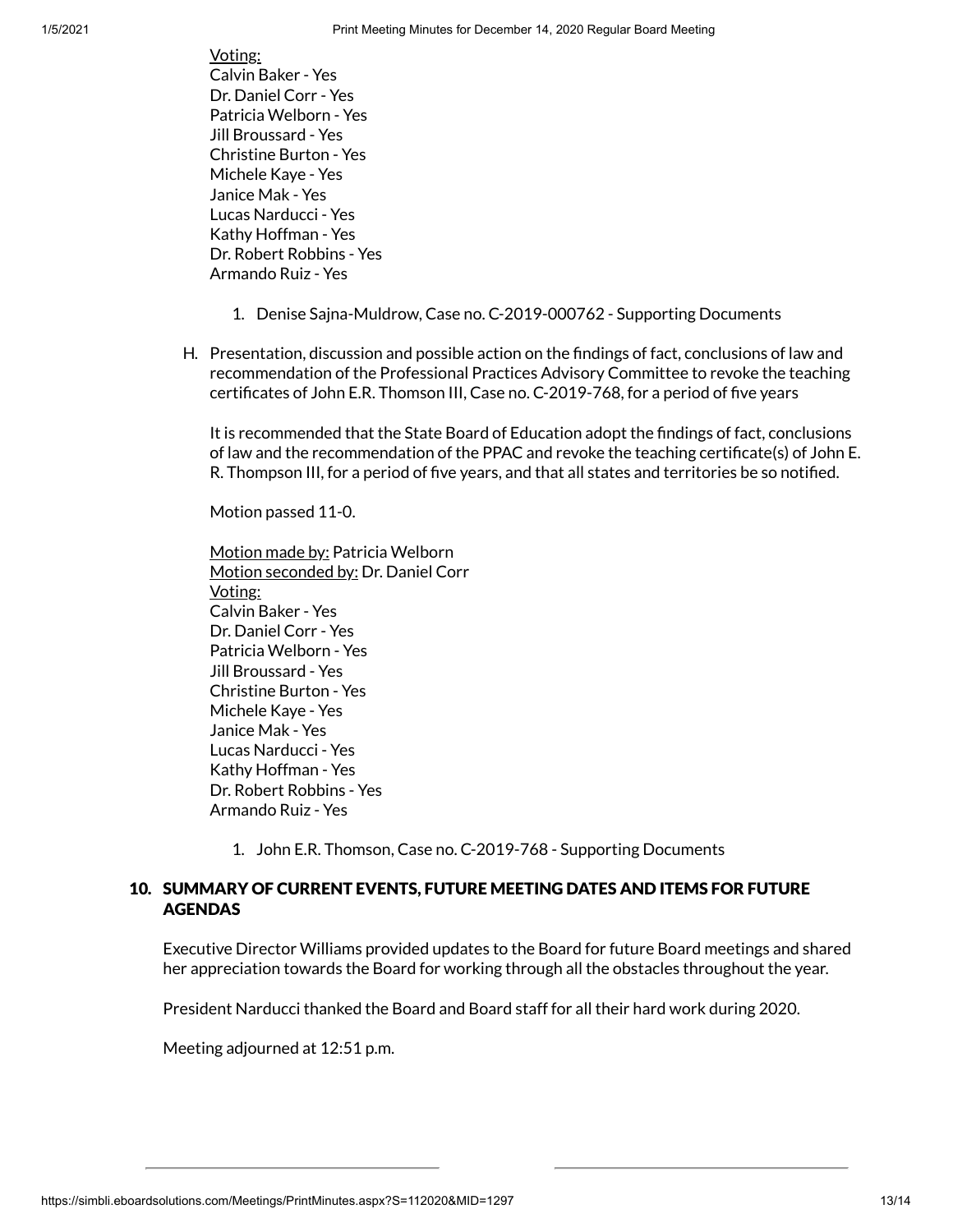Voting:
Calvin Baker - Yes
Dr. Daniel Corr - Yes
Patricia Welborn - Yes
Jill Broussard - Yes
Christine Burton - Yes
Michele Kaye - Yes
Janice Mak - Yes
Lucas Narducci - Yes
Kathy Hoffman - Yes
Dr. Robert Robbins - Yes
Armando Ruiz - Yes

1. Denise Sajna-Muldrow, Case no. C-2019-000762 - Supporting Documents

H. Presentation, discussion and possible action on the findings of fact, conclusions of law and recommendation of the Professional Practices Advisory Committee to revoke the teaching certificates of John E.R. Thomson III, Case no. C-2019-768, for a period of five years

   It is recommended that the State Board of Education adopt the findings of fact, conclusions of law and the recommendation of the PPAC and revoke the teaching certificate(s) of John E. R. Thompson III, for a period of five years, and that all states and territories be so notified.

   Motion passed 11-0.

   Motion made by: Patricia Welborn
   Motion seconded by: Dr. Daniel Corr
   Voting:
   Calvin Baker - Yes
   Dr. Daniel Corr - Yes
   Patricia Welborn - Yes
   Jill Broussard - Yes
   Christine Burton - Yes
   Michele Kaye - Yes
   Janice Mak - Yes
   Lucas Narducci - Yes
   Kathy Hoffman - Yes
   Dr. Robert Robbins - Yes
   Armando Ruiz - Yes

   1. John E.R. Thomson, Case no. C-2019-768 - Supporting Documents

## 10. SUMMARY OF CURRENT EVENTS, FUTURE MEETING DATES AND ITEMS FOR FUTURE AGENDAS

Executive Director Williams provided updates to the Board for future Board meetings and shared her appreciation towards the Board for working through all the obstacles throughout the year.

President Narducci thanked the Board and Board staff for all their hard work during 2020.

Meeting adjourned at 12:51 p.m.